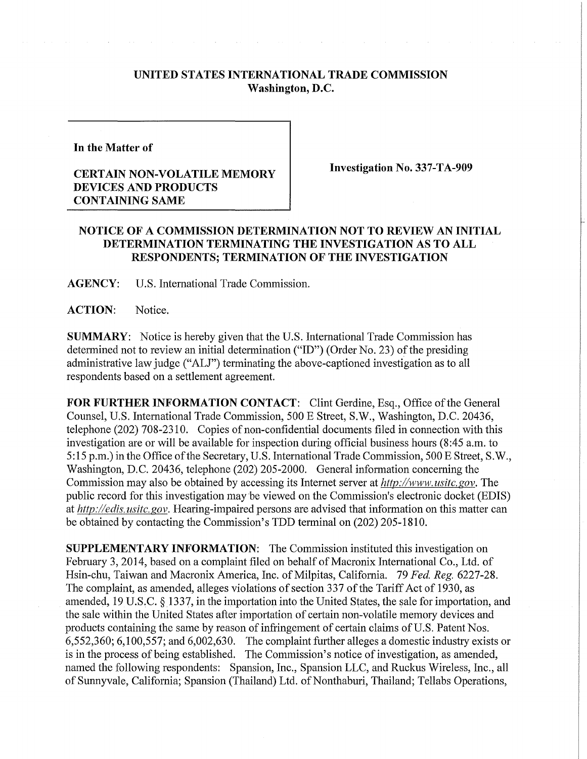**UNITED STATES INTERNATIONAL TRADE COMMISSION**
**Washington, D.C.**

**In the Matter of**

**CERTAIN NON-VOLATILE MEMORY DEVICES AND PRODUCTS CONTAINING SAME**

**Investigation No. 337-TA-909**

**NOTICE OF A COMMISSION DETERMINATION NOT TO REVIEW AN INITIAL DETERMINATION TERMINATING THE INVESTIGATION AS TO ALL RESPONDENTS; TERMINATION OF THE INVESTIGATION**

**AGENCY:** U.S. International Trade Commission.

**ACTION:** Notice.

**SUMMARY:** Notice is hereby given that the U.S. International Trade Commission has determined not to review an initial determination ("ID") (Order No. 23) of the presiding administrative law judge ("ALJ") terminating the above-captioned investigation as to all respondents based on a settlement agreement.

**FOR FURTHER INFORMATION CONTACT:** Clint Gerdine, Esq., Office of the General Counsel, U.S. International Trade Commission, 500 E Street, S.W., Washington, D.C. 20436, telephone (202) 708-2310. Copies of non-confidential documents filed in connection with this investigation are or will be available for inspection during official business hours (8:45 a.m. to 5:15 p.m.) in the Office of the Secretary, U.S. International Trade Commission, 500 E Street, S.W., Washington, D.C. 20436, telephone (202) 205-2000. General information concerning the Commission may also be obtained by accessing its Internet server at *http://www.usitc.gov*. The public record for this investigation may be viewed on the Commission's electronic docket (EDIS) at *http://edis.usitc.gov*. Hearing-impaired persons are advised that information on this matter can be obtained by contacting the Commission's TDD terminal on (202) 205-1810.

**SUPPLEMENTARY INFORMATION:** The Commission instituted this investigation on February 3, 2014, based on a complaint filed on behalf of Macronix International Co., Ltd. of Hsin-chu, Taiwan and Macronix America, Inc. of Milpitas, California. 79 *Fed. Reg.* 6227-28. The complaint, as amended, alleges violations of section 337 of the Tariff Act of 1930, as amended, 19 U.S.C. § 1337, in the importation into the United States, the sale for importation, and the sale within the United States after importation of certain non-volatile memory devices and products containing the same by reason of infringement of certain claims of U.S. Patent Nos. 6,552,360; 6,100,557; and 6,002,630. The complaint further alleges a domestic industry exists or is in the process of being established. The Commission's notice of investigation, as amended, named the following respondents: Spansion, Inc., Spansion LLC, and Ruckus Wireless, Inc., all of Sunnyvale, California; Spansion (Thailand) Ltd. of Nonthaburi, Thailand; Tellabs Operations,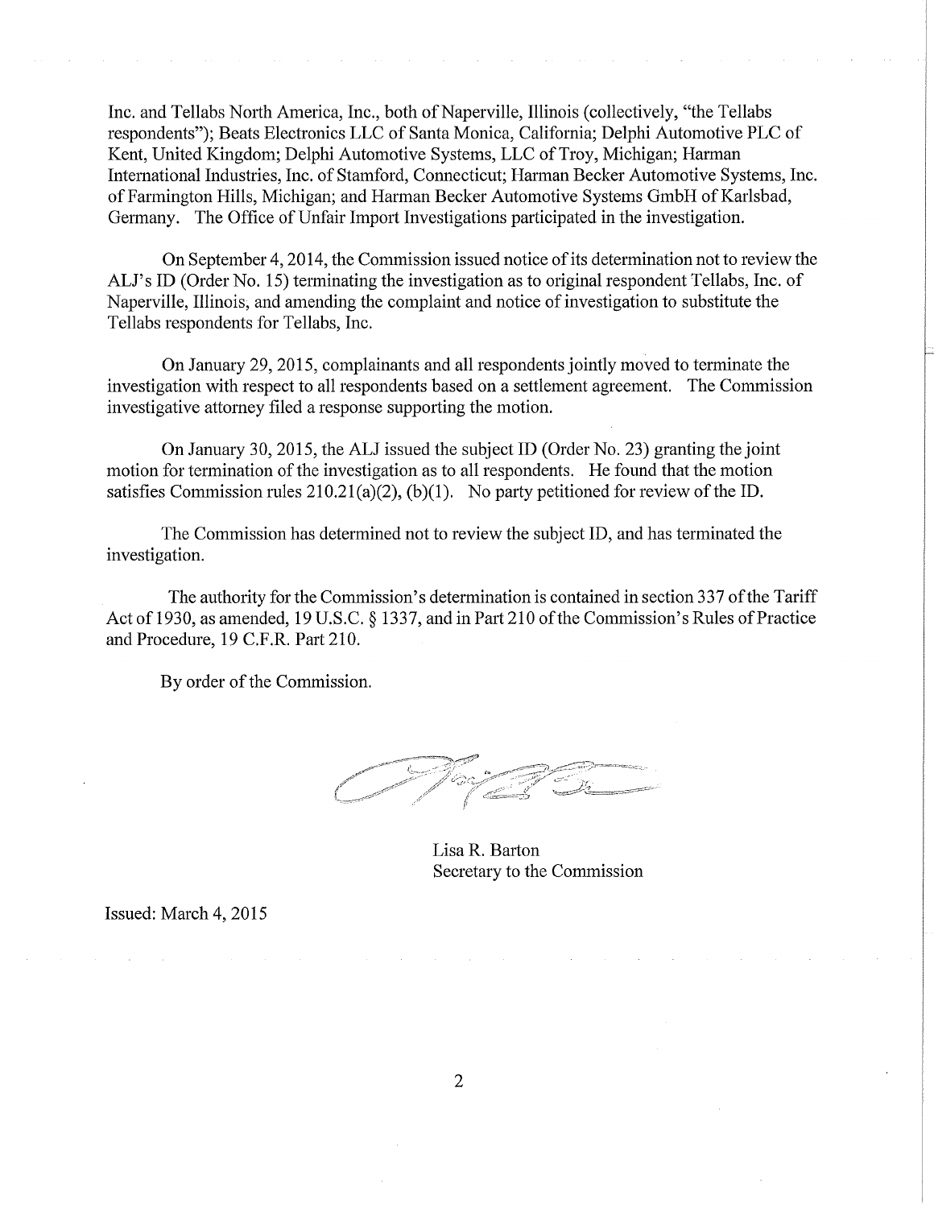Inc. and Tellabs North America, Inc., both of Naperville, Illinois (collectively, "the Tellabs respondents"); Beats Electronics LLC of Santa Monica, California; Delphi Automotive PLC of Kent, United Kingdom; Delphi Automotive Systems, LLC of Troy, Michigan; Harman International Industries, Inc. of Stamford, Connecticut; Harman Becker Automotive Systems, Inc. of Farmington Hills, Michigan; and Harman Becker Automotive Systems GmbH of Karlsbad, Germany. The Office of Unfair Import Investigations participated in the investigation.

On September 4, 2014, the Commission issued notice of its determination not to review the ALJ's ID (Order No. 15) terminating the investigation as to original respondent Tellabs, Inc. of Naperville, Illinois, and amending the complaint and notice of investigation to substitute the Tellabs respondents for Tellabs, Inc.

On January 29, 2015, complainants and all respondents jointly moved to terminate the investigation with respect to all respondents based on a settlement agreement. The Commission investigative attorney filed a response supporting the motion.

On January 30, 2015, the ALJ issued the subject ID (Order No. 23) granting the joint motion for termination of the investigation as to all respondents. He found that the motion satisfies Commission rules 210.21(a)(2), (b)(1). No party petitioned for review of the ID.

The Commission has determined not to review the subject ID, and has terminated the investigation.

The authority for the Commission's determination is contained in section 337 of the Tariff Act of 1930, as amended, 19 U.S.C. § 1337, and in Part 210 of the Commission's Rules of Practice and Procedure, 19 C.F.R. Part 210.

By order of the Commission.

Lisa R. Barton
Secretary to the Commission

Issued: March 4, 2015